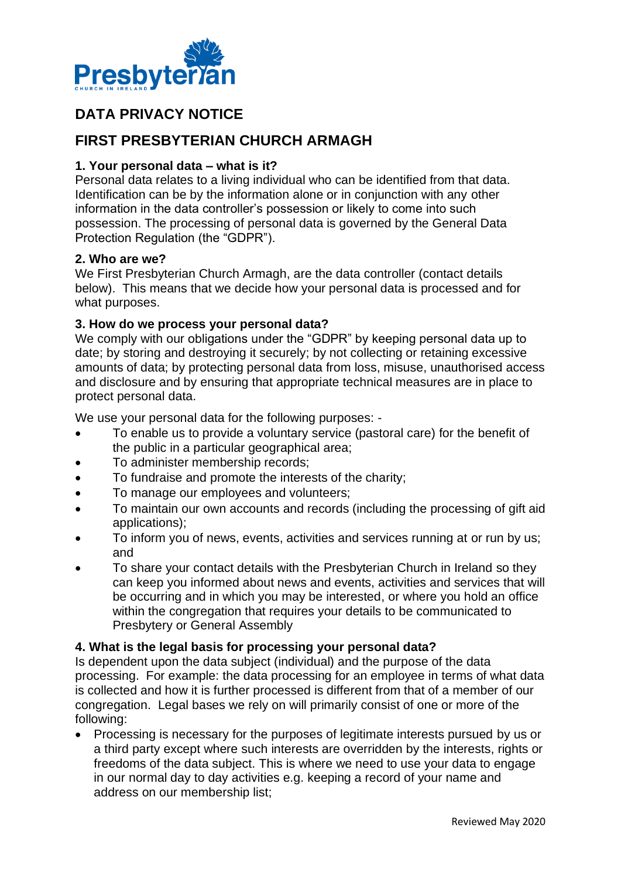# DATA PRIVACY NOTICE

## FIRST PRESBYTERIAN CHURCH ARMAGH

### 1. Your personal data – what is it?

Personal data relates to a living individual who can be identified from that data. Identification can be by the information alone or in conjunction with any other information in the data controller's possession or likely to come into such possession. The processing of personal data is governed by the General Data Protection Regulation (the "GDPR").

### 2. Who are we?

We First Presbyterian Church Armagh, are the data controller (contact details below). This means that we decide how your personal data is processed and for what purposes.

### 3. How do we process your personal data?

We comply with our obligations under the "GDPR" by keeping personal data up to date; by storing and destroying it securely; by not collecting or retaining excessive amounts of data; by protecting personal data from loss, misuse, unauthorised access and disclosure and by ensuring that appropriate technical measures are in place to protect personal data.

We use your personal data for the following purposes: -

- To enable us to provide a voluntary service (pastoral care) for the benefit of the public in a particular geographical area;
- To administer membership records;
- To fundraise and promote the interests of the charity;
- To manage our employees and volunteers;
- To maintain our own accounts and records (including the processing of gift aid applications);
- To inform you of news, events, activities and services running at or run by us; and
- To share your contact details with the Presbyterian Church in Ireland so they can keep you informed about news and events, activities and services that will be occurring and in which you may be interested, or where you hold an office within the congregation that requires your details to be communicated to Presbytery or General Assembly

### 4. What is the legal basis for processing your personal data?

Is dependent upon the data subject (individual) and the purpose of the data processing. For example: the data processing for an employee in terms of what data is collected and how it is further processed is different from that of a member of our congregation. Legal bases we rely on will primarily consist of one or more of the following:

- Processing is necessary for the purposes of legitimate interests pursued by us or a third party except where such interests are overridden by the interests, rights or freedoms of the data subject. This is where we need to use your data to engage in our normal day to day activities e.g. keeping a record of your name and address on our membership list;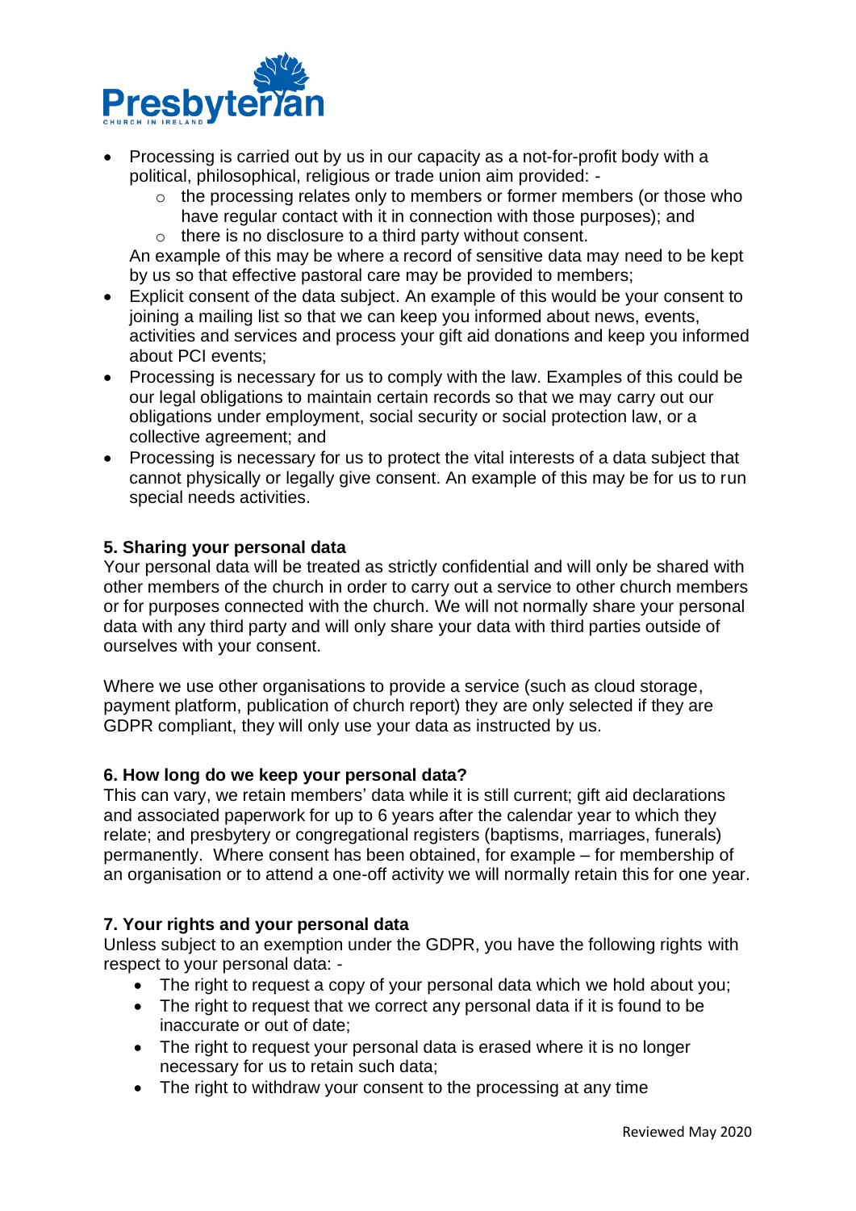- Processing is carried out by us in our capacity as a not-for-profit body with a political, philosophical, religious or trade union aim provided: -
  - the processing relates only to members or former members (or those who have regular contact with it in connection with those purposes); and
  - there is no disclosure to a third party without consent.

  An example of this may be where a record of sensitive data may need to be kept by us so that effective pastoral care may be provided to members;
- Explicit consent of the data subject. An example of this would be your consent to joining a mailing list so that we can keep you informed about news, events, activities and services and process your gift aid donations and keep you informed about PCI events;
- Processing is necessary for us to comply with the law. Examples of this could be our legal obligations to maintain certain records so that we may carry out our obligations under employment, social security or social protection law, or a collective agreement; and
- Processing is necessary for us to protect the vital interests of a data subject that cannot physically or legally give consent. An example of this may be for us to run special needs activities.

**5. Sharing your personal data**

Your personal data will be treated as strictly confidential and will only be shared with other members of the church in order to carry out a service to other church members or for purposes connected with the church. We will not normally share your personal data with any third party and will only share your data with third parties outside of ourselves with your consent.

Where we use other organisations to provide a service (such as cloud storage, payment platform, publication of church report) they are only selected if they are GDPR compliant, they will only use your data as instructed by us.

**6. How long do we keep your personal data?**

This can vary, we retain members' data while it is still current; gift aid declarations and associated paperwork for up to 6 years after the calendar year to which they relate; and presbytery or congregational registers (baptisms, marriages, funerals) permanently. Where consent has been obtained, for example – for membership of an organisation or to attend a one-off activity we will normally retain this for one year.

**7. Your rights and your personal data**

Unless subject to an exemption under the GDPR, you have the following rights with respect to your personal data: -

- The right to request a copy of your personal data which we hold about you;
- The right to request that we correct any personal data if it is found to be inaccurate or out of date;
- The right to request your personal data is erased where it is no longer necessary for us to retain such data;
- The right to withdraw your consent to the processing at any time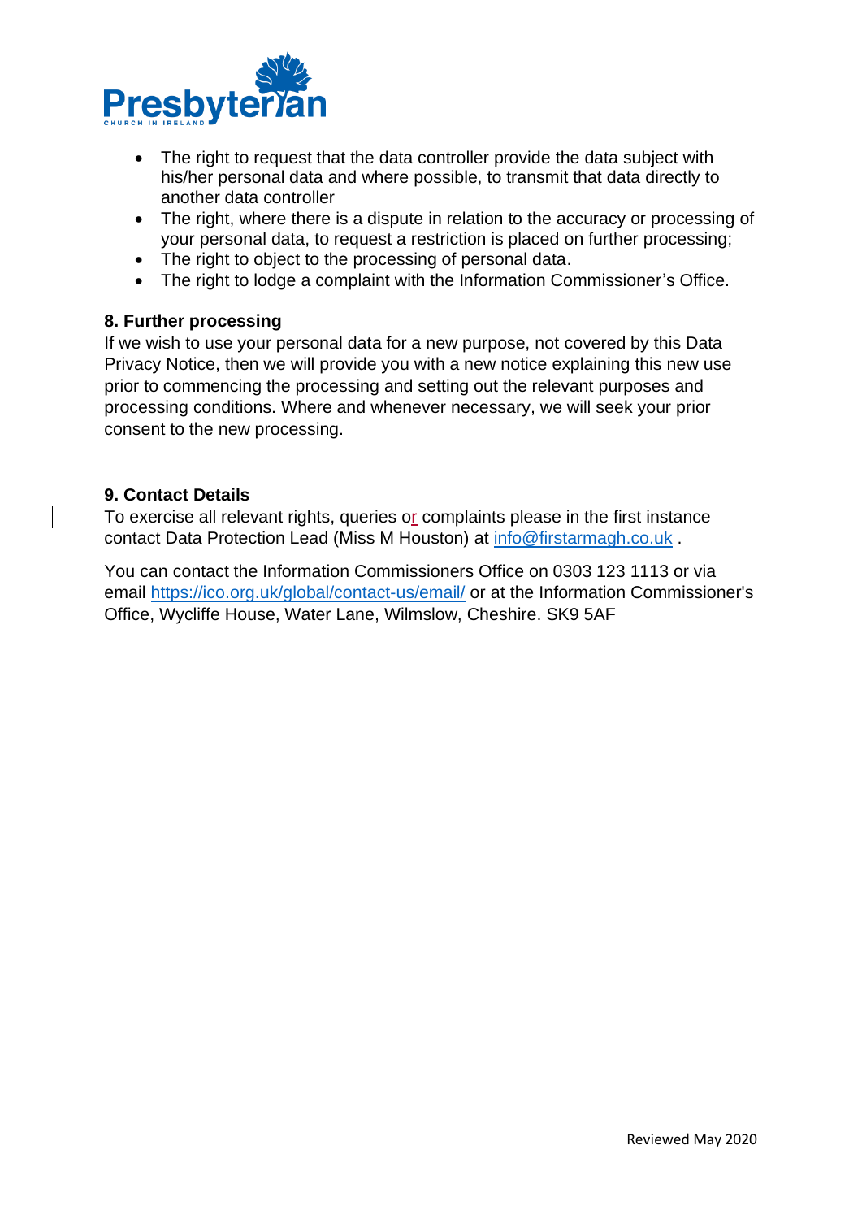- The right to request that the data controller provide the data subject with his/her personal data and where possible, to transmit that data directly to another data controller
- The right, where there is a dispute in relation to the accuracy or processing of your personal data, to request a restriction is placed on further processing;
- The right to object to the processing of personal data.
- The right to lodge a complaint with the Information Commissioner's Office.

**8. Further processing**

If we wish to use your personal data for a new purpose, not covered by this Data Privacy Notice, then we will provide you with a new notice explaining this new use prior to commencing the processing and setting out the relevant purposes and processing conditions. Where and whenever necessary, we will seek your prior consent to the new processing.

**9. Contact Details**

To exercise all relevant rights, queries or complaints please in the first instance contact Data Protection Lead (Miss M Houston) at info@firstarmagh.co.uk .

You can contact the Information Commissioners Office on 0303 123 1113 or via email https://ico.org.uk/global/contact-us/email/ or at the Information Commissioner's Office, Wycliffe House, Water Lane, Wilmslow, Cheshire. SK9 5AF

Reviewed May 2020